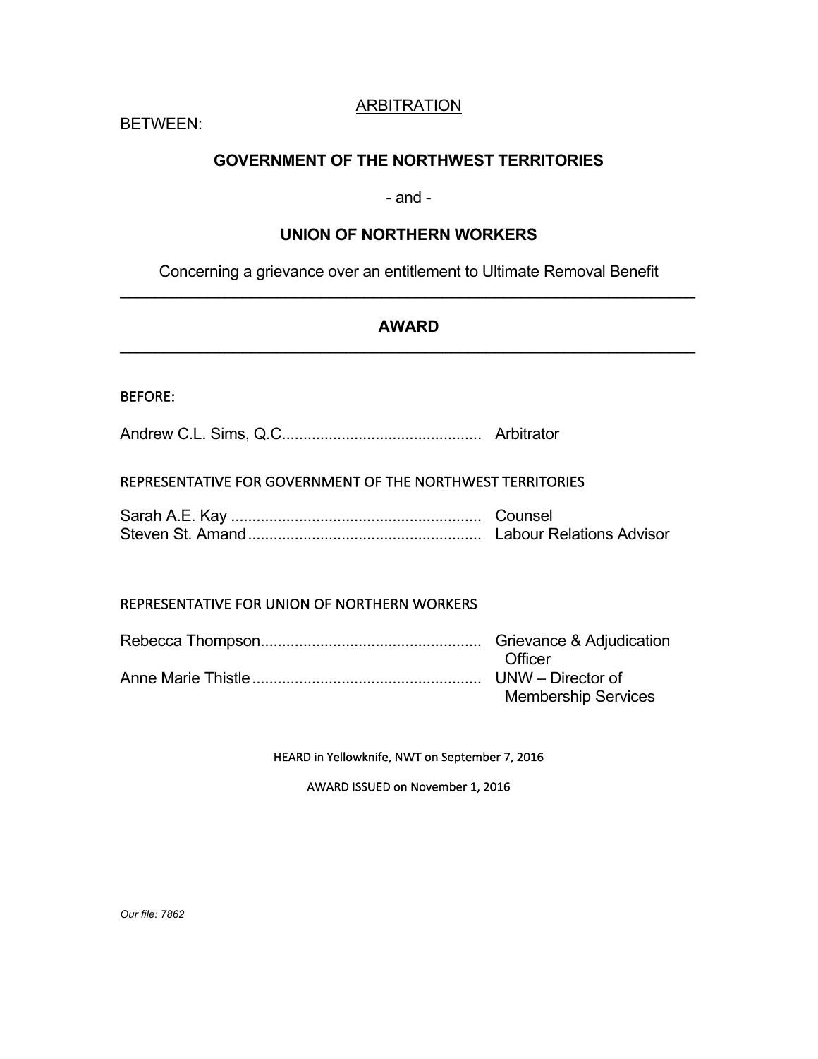ARBITRATION

BETWEEN:

**GOVERNMENT OF THE NORTHWEST TERRITORIES**

- and -

**UNION OF NORTHERN WORKERS**

Concerning a grievance over an entitlement to Ultimate Removal Benefit

---

## AWARD

---

BEFORE:

Andrew C.L. Sims, Q.C. ............................................ Arbitrator

REPRESENTATIVE FOR GOVERNMENT OF THE NORTHWEST TERRITORIES

Sarah A.E. Kay ............................................ Counsel
Steven St. Amand ............................................ Labour Relations Advisor

REPRESENTATIVE FOR UNION OF NORTHERN WORKERS

Rebecca Thompson ............................................ Grievance & Adjudication Officer
Anne Marie Thistle ............................................ UNW – Director of Membership Services

HEARD in Yellowknife, NWT on September 7, 2016

AWARD ISSUED on November 1, 2016

*Our file: 7862*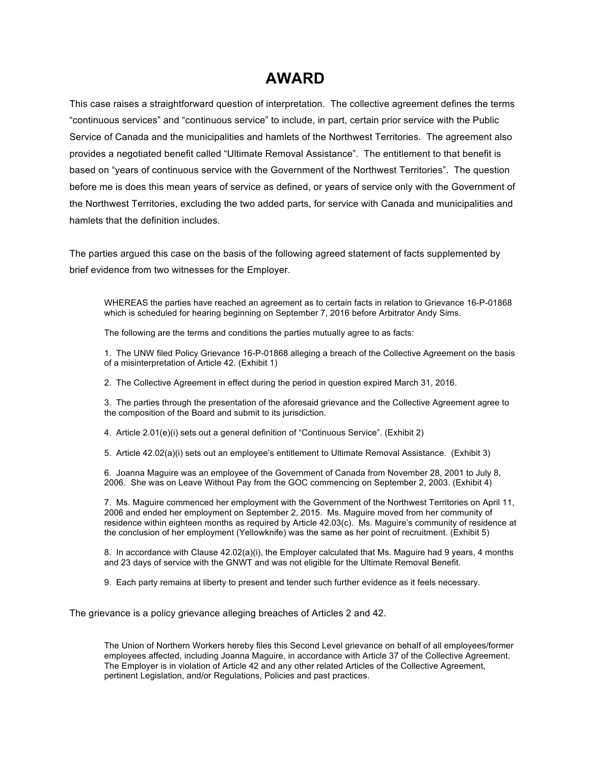# AWARD

This case raises a straightforward question of interpretation. The collective agreement defines the terms "continuous services" and "continuous service" to include, in part, certain prior service with the Public Service of Canada and the municipalities and hamlets of the Northwest Territories. The agreement also provides a negotiated benefit called "Ultimate Removal Assistance". The entitlement to that benefit is based on "years of continuous service with the Government of the Northwest Territories". The question before me is does this mean years of service as defined, or years of service only with the Government of the Northwest Territories, excluding the two added parts, for service with Canada and municipalities and hamlets that the definition includes.

The parties argued this case on the basis of the following agreed statement of facts supplemented by brief evidence from two witnesses for the Employer.

> WHEREAS the parties have reached an agreement as to certain facts in relation to Grievance 16-P-01868 which is scheduled for hearing beginning on September 7, 2016 before Arbitrator Andy Sims.
>
> The following are the terms and conditions the parties mutually agree to as facts:
>
> 1. The UNW filed Policy Grievance 16-P-01868 alleging a breach of the Collective Agreement on the basis of a misinterpretation of Article 42. (Exhibit 1)
>
> 2. The Collective Agreement in effect during the period in question expired March 31, 2016.
>
> 3. The parties through the presentation of the aforesaid grievance and the Collective Agreement agree to the composition of the Board and submit to its jurisdiction.
>
> 4. Article 2.01(e)(i) sets out a general definition of "Continuous Service". (Exhibit 2)
>
> 5. Article 42.02(a)(i) sets out an employee's entitlement to Ultimate Removal Assistance. (Exhibit 3)
>
> 6. Joanna Maguire was an employee of the Government of Canada from November 28, 2001 to July 8, 2006. She was on Leave Without Pay from the GOC commencing on September 2, 2003. (Exhibit 4)
>
> 7. Ms. Maguire commenced her employment with the Government of the Northwest Territories on April 11, 2006 and ended her employment on September 2, 2015. Ms. Maguire moved from her community of residence within eighteen months as required by Article 42.03(c). Ms. Maguire's community of residence at the conclusion of her employment (Yellowknife) was the same as her point of recruitment. (Exhibit 5)
>
> 8. In accordance with Clause 42.02(a)(i), the Employer calculated that Ms. Maguire had 9 years, 4 months and 23 days of service with the GNWT and was not eligible for the Ultimate Removal Benefit.
>
> 9. Each party remains at liberty to present and tender such further evidence as it feels necessary.

The grievance is a policy grievance alleging breaches of Articles 2 and 42.

> The Union of Northern Workers hereby files this Second Level grievance on behalf of all employees/former employees affected, including Joanna Maguire, in accordance with Article 37 of the Collective Agreement. The Employer is in violation of Article 42 and any other related Articles of the Collective Agreement, pertinent Legislation, and/or Regulations, Policies and past practices.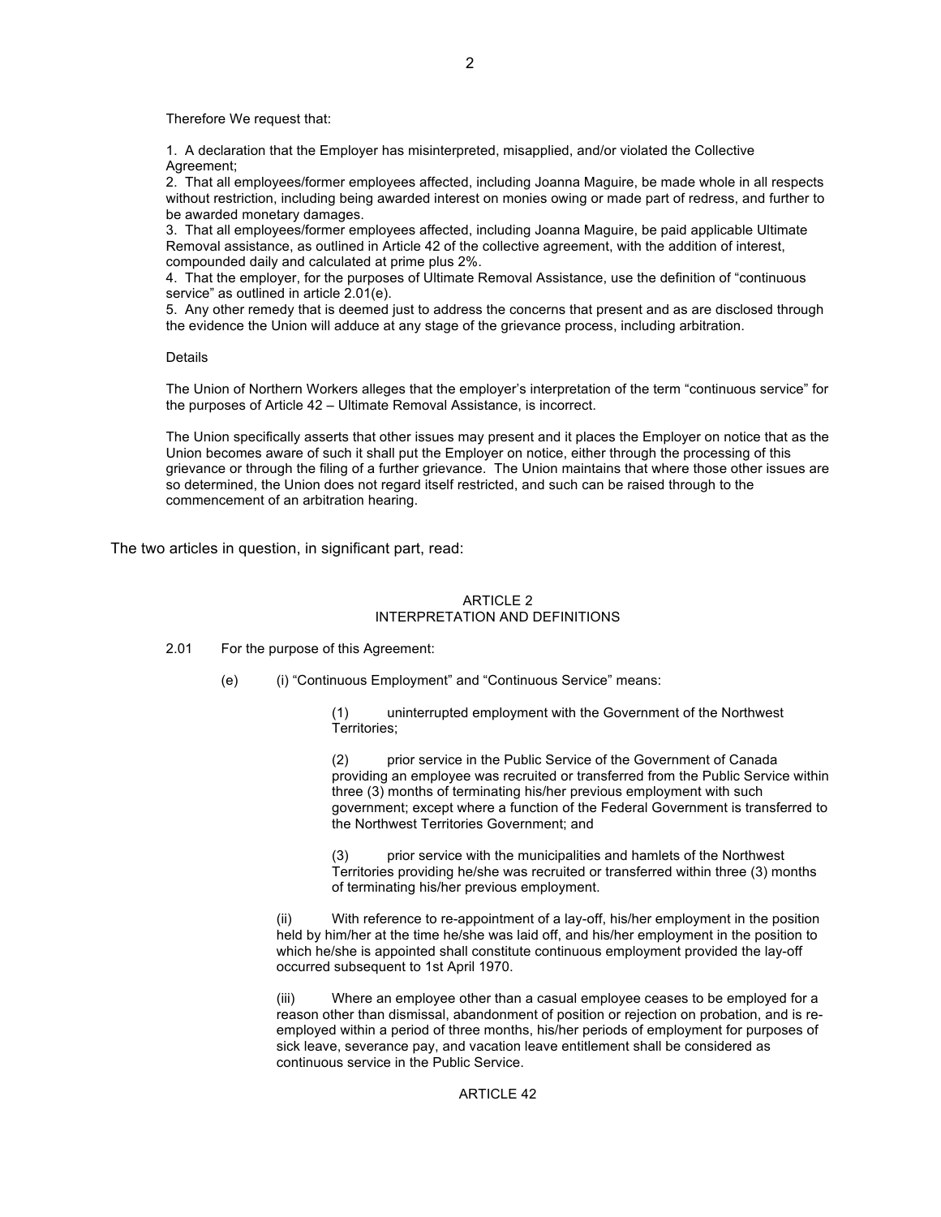Therefore We request that:

1. A declaration that the Employer has misinterpreted, misapplied, and/or violated the Collective Agreement;
2. That all employees/former employees affected, including Joanna Maguire, be made whole in all respects without restriction, including being awarded interest on monies owing or made part of redress, and further to be awarded monetary damages.
3. That all employees/former employees affected, including Joanna Maguire, be paid applicable Ultimate Removal assistance, as outlined in Article 42 of the collective agreement, with the addition of interest, compounded daily and calculated at prime plus 2%.
4. That the employer, for the purposes of Ultimate Removal Assistance, use the definition of "continuous service" as outlined in article 2.01(e).
5. Any other remedy that is deemed just to address the concerns that present and as are disclosed through the evidence the Union will adduce at any stage of the grievance process, including arbitration.

Details

The Union of Northern Workers alleges that the employer's interpretation of the term "continuous service" for the purposes of Article 42 – Ultimate Removal Assistance, is incorrect.

The Union specifically asserts that other issues may present and it places the Employer on notice that as the Union becomes aware of such it shall put the Employer on notice, either through the processing of this grievance or through the filing of a further grievance. The Union maintains that where those other issues are so determined, the Union does not regard itself restricted, and such can be raised through to the commencement of an arbitration hearing.

The two articles in question, in significant part, read:

ARTICLE 2
INTERPRETATION AND DEFINITIONS

2.01 For the purpose of this Agreement:

(e) (i) "Continuous Employment" and "Continuous Service" means:

(1) uninterrupted employment with the Government of the Northwest Territories;

(2) prior service in the Public Service of the Government of Canada providing an employee was recruited or transferred from the Public Service within three (3) months of terminating his/her previous employment with such government; except where a function of the Federal Government is transferred to the Northwest Territories Government; and

(3) prior service with the municipalities and hamlets of the Northwest Territories providing he/she was recruited or transferred within three (3) months of terminating his/her previous employment.

(ii) With reference to re-appointment of a lay-off, his/her employment in the position held by him/her at the time he/she was laid off, and his/her employment in the position to which he/she is appointed shall constitute continuous employment provided the lay-off occurred subsequent to 1st April 1970.

(iii) Where an employee other than a casual employee ceases to be employed for a reason other than dismissal, abandonment of position or rejection on probation, and is re-employed within a period of three months, his/her periods of employment for purposes of sick leave, severance pay, and vacation leave entitlement shall be considered as continuous service in the Public Service.

ARTICLE 42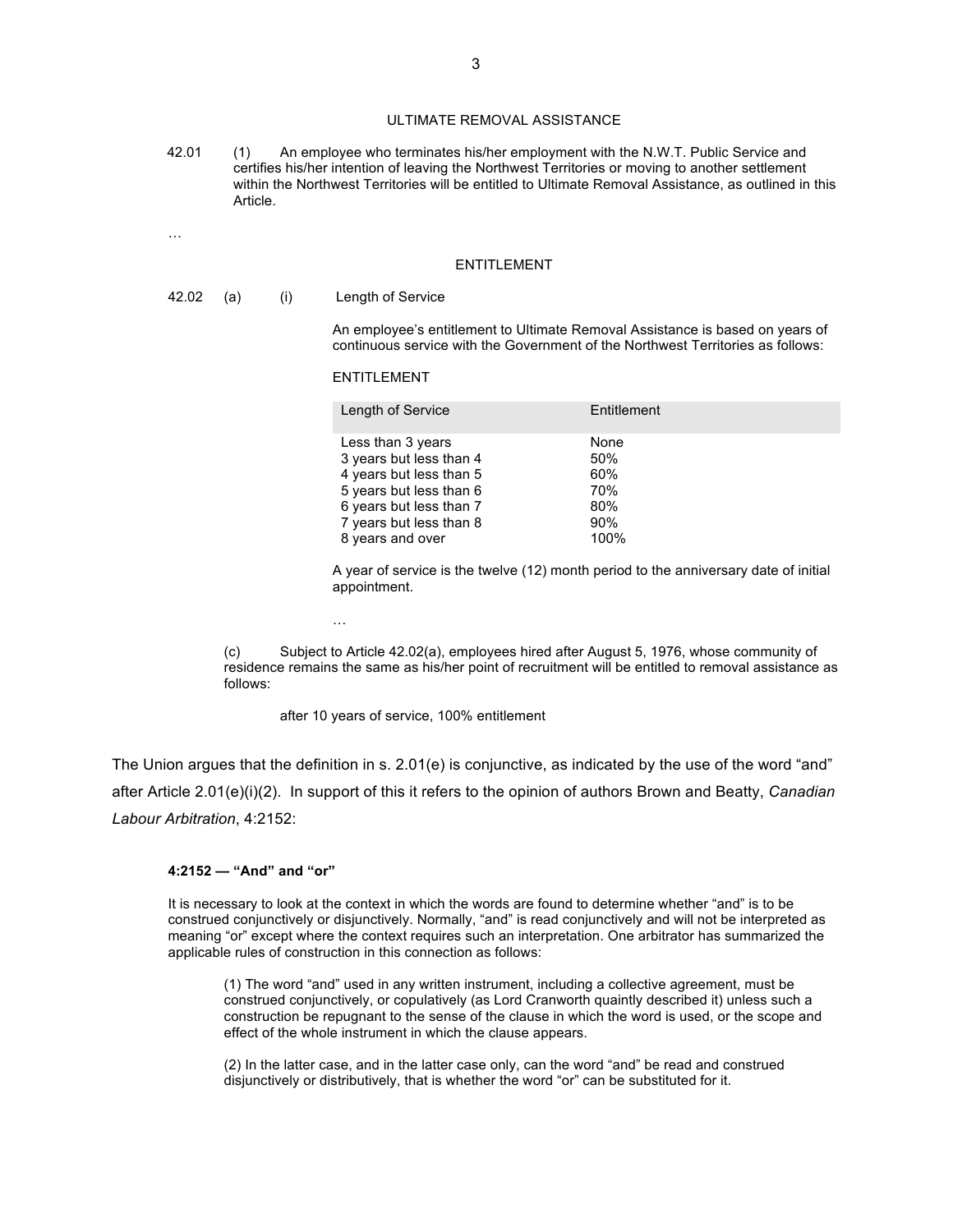ULTIMATE REMOVAL ASSISTANCE

42.01 (1) An employee who terminates his/her employment with the N.W.T. Public Service and certifies his/her intention of leaving the Northwest Territories or moving to another settlement within the Northwest Territories will be entitled to Ultimate Removal Assistance, as outlined in this Article.

…

ENTITLEMENT

42.02 (a) (i) Length of Service

An employee's entitlement to Ultimate Removal Assistance is based on years of continuous service with the Government of the Northwest Territories as follows:

ENTITLEMENT

| Length of Service | Entitlement |
|---|---|
| Less than 3 years | None |
| 3 years but less than 4 | 50% |
| 4 years but less than 5 | 60% |
| 5 years but less than 6 | 70% |
| 6 years but less than 7 | 80% |
| 7 years but less than 8 | 90% |
| 8 years and over | 100% |

A year of service is the twelve (12) month period to the anniversary date of initial appointment.

…

(c) Subject to Article 42.02(a), employees hired after August 5, 1976, whose community of residence remains the same as his/her point of recruitment will be entitled to removal assistance as follows:

after 10 years of service, 100% entitlement

The Union argues that the definition in s. 2.01(e) is conjunctive, as indicated by the use of the word "and" after Article 2.01(e)(i)(2). In support of this it refers to the opinion of authors Brown and Beatty, *Canadian Labour Arbitration*, 4:2152:

**4:2152 — "And" and "or"**

It is necessary to look at the context in which the words are found to determine whether "and" is to be construed conjunctively or disjunctively. Normally, "and" is read conjunctively and will not be interpreted as meaning "or" except where the context requires such an interpretation. One arbitrator has summarized the applicable rules of construction in this connection as follows:

> (1) The word "and" used in any written instrument, including a collective agreement, must be construed conjunctively, or copulatively (as Lord Cranworth quaintly described it) unless such a construction be repugnant to the sense of the clause in which the word is used, or the scope and effect of the whole instrument in which the clause appears.
>
> (2) In the latter case, and in the latter case only, can the word "and" be read and construed disjunctively or distributively, that is whether the word "or" can be substituted for it.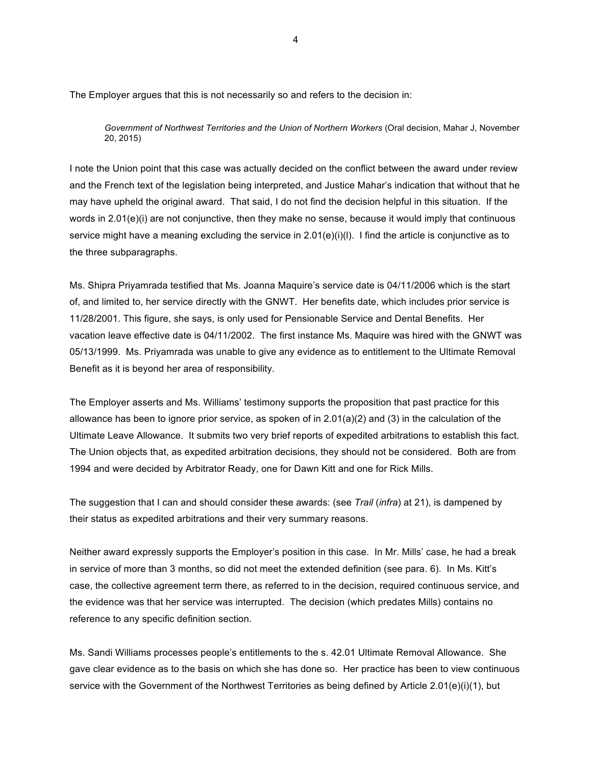The Employer argues that this is not necessarily so and refers to the decision in:

> *Government of Northwest Territories and the Union of Northern Workers* (Oral decision, Mahar J, November 20, 2015)

I note the Union point that this case was actually decided on the conflict between the award under review and the French text of the legislation being interpreted, and Justice Mahar's indication that without that he may have upheld the original award. That said, I do not find the decision helpful in this situation. If the words in 2.01(e)(i) are not conjunctive, then they make no sense, because it would imply that continuous service might have a meaning excluding the service in 2.01(e)(i)(l). I find the article is conjunctive as to the three subparagraphs.

Ms. Shipra Priyamrada testified that Ms. Joanna Maquire's service date is 04/11/2006 which is the start of, and limited to, her service directly with the GNWT. Her benefits date, which includes prior service is 11/28/2001. This figure, she says, is only used for Pensionable Service and Dental Benefits. Her vacation leave effective date is 04/11/2002. The first instance Ms. Maquire was hired with the GNWT was 05/13/1999. Ms. Priyamrada was unable to give any evidence as to entitlement to the Ultimate Removal Benefit as it is beyond her area of responsibility.

The Employer asserts and Ms. Williams' testimony supports the proposition that past practice for this allowance has been to ignore prior service, as spoken of in 2.01(a)(2) and (3) in the calculation of the Ultimate Leave Allowance. It submits two very brief reports of expedited arbitrations to establish this fact. The Union objects that, as expedited arbitration decisions, they should not be considered. Both are from 1994 and were decided by Arbitrator Ready, one for Dawn Kitt and one for Rick Mills.

The suggestion that I can and should consider these awards: (see *Trail* (*infra*) at 21), is dampened by their status as expedited arbitrations and their very summary reasons.

Neither award expressly supports the Employer's position in this case. In Mr. Mills' case, he had a break in service of more than 3 months, so did not meet the extended definition (see para. 6). In Ms. Kitt's case, the collective agreement term there, as referred to in the decision, required continuous service, and the evidence was that her service was interrupted. The decision (which predates Mills) contains no reference to any specific definition section.

Ms. Sandi Williams processes people's entitlements to the s. 42.01 Ultimate Removal Allowance. She gave clear evidence as to the basis on which she has done so. Her practice has been to view continuous service with the Government of the Northwest Territories as being defined by Article 2.01(e)(i)(1), but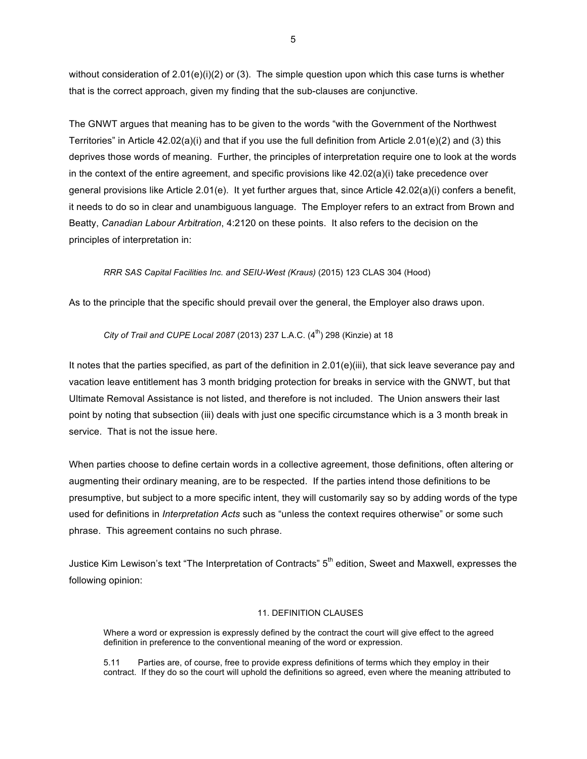without consideration of 2.01(e)(i)(2) or (3). The simple question upon which this case turns is whether that is the correct approach, given my finding that the sub-clauses are conjunctive.

The GNWT argues that meaning has to be given to the words "with the Government of the Northwest Territories" in Article 42.02(a)(i) and that if you use the full definition from Article 2.01(e)(2) and (3) this deprives those words of meaning. Further, the principles of interpretation require one to look at the words in the context of the entire agreement, and specific provisions like 42.02(a)(i) take precedence over general provisions like Article 2.01(e). It yet further argues that, since Article 42.02(a)(i) confers a benefit, it needs to do so in clear and unambiguous language. The Employer refers to an extract from Brown and Beatty, *Canadian Labour Arbitration*, 4:2120 on these points. It also refers to the decision on the principles of interpretation in:

> *RRR SAS Capital Facilities Inc. and SEIU-West (Kraus)* (2015) 123 CLAS 304 (Hood)

As to the principle that the specific should prevail over the general, the Employer also draws upon.

> *City of Trail and CUPE Local 2087* (2013) 237 L.A.C. (4th) 298 (Kinzie) at 18

It notes that the parties specified, as part of the definition in 2.01(e)(iii), that sick leave severance pay and vacation leave entitlement has 3 month bridging protection for breaks in service with the GNWT, but that Ultimate Removal Assistance is not listed, and therefore is not included. The Union answers their last point by noting that subsection (iii) deals with just one specific circumstance which is a 3 month break in service. That is not the issue here.

When parties choose to define certain words in a collective agreement, those definitions, often altering or augmenting their ordinary meaning, are to be respected. If the parties intend those definitions to be presumptive, but subject to a more specific intent, they will customarily say so by adding words of the type used for definitions in *Interpretation Acts* such as "unless the context requires otherwise" or some such phrase. This agreement contains no such phrase.

Justice Kim Lewison's text "The Interpretation of Contracts" 5th edition, Sweet and Maxwell, expresses the following opinion:

> 11. DEFINITION CLAUSES
>
> Where a word or expression is expressly defined by the contract the court will give effect to the agreed definition in preference to the conventional meaning of the word or expression.
>
> 5.11 Parties are, of course, free to provide express definitions of terms which they employ in their contract. If they do so the court will uphold the definitions so agreed, even where the meaning attributed to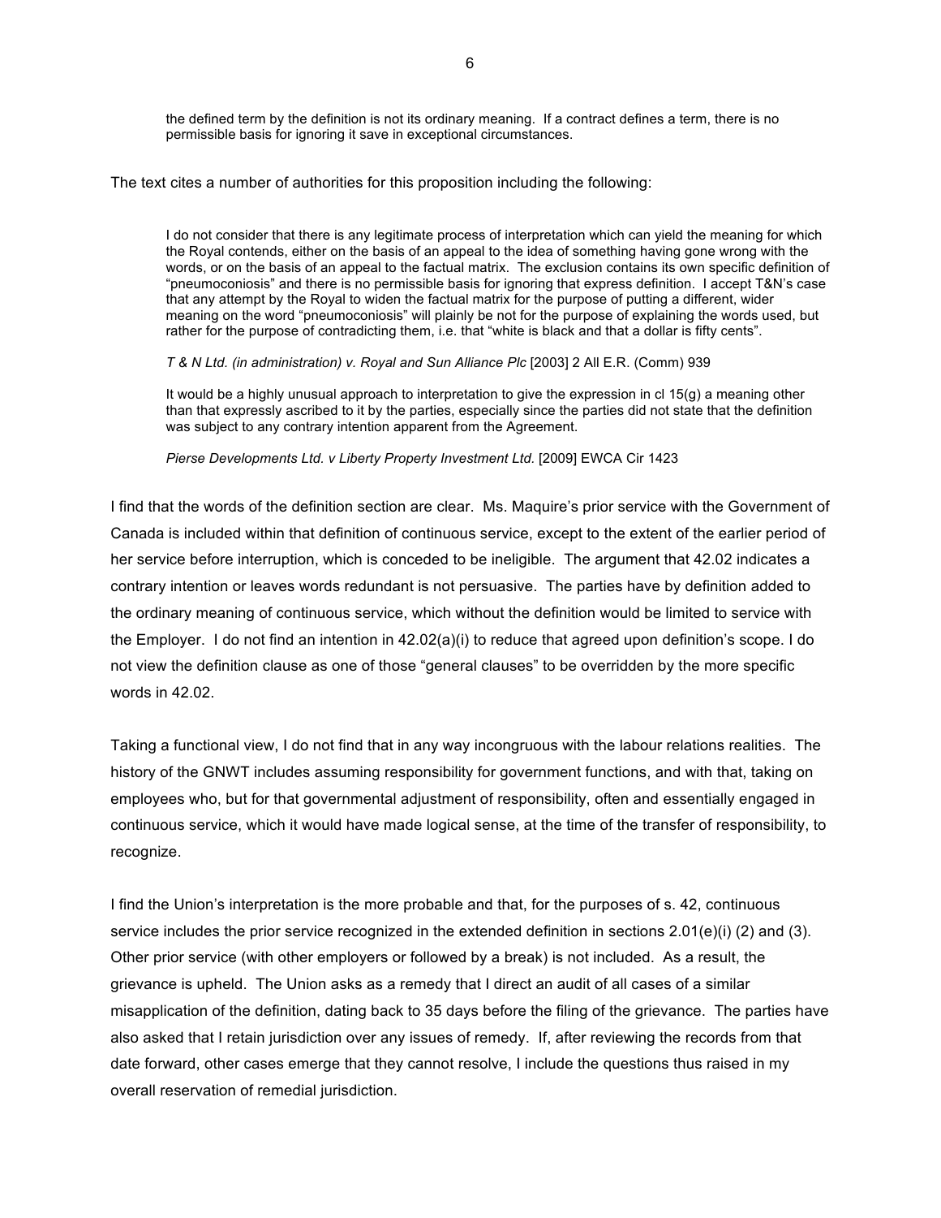> the defined term by the definition is not its ordinary meaning. If a contract defines a term, there is no permissible basis for ignoring it save in exceptional circumstances.

The text cites a number of authorities for this proposition including the following:

> I do not consider that there is any legitimate process of interpretation which can yield the meaning for which the Royal contends, either on the basis of an appeal to the idea of something having gone wrong with the words, or on the basis of an appeal to the factual matrix. The exclusion contains its own specific definition of "pneumoconiosis" and there is no permissible basis for ignoring that express definition. I accept T&N's case that any attempt by the Royal to widen the factual matrix for the purpose of putting a different, wider meaning on the word "pneumoconiosis" will plainly be not for the purpose of explaining the words used, but rather for the purpose of contradicting them, i.e. that "white is black and that a dollar is fifty cents".
>
> *T & N Ltd. (in administration) v. Royal and Sun Alliance Plc* [2003] 2 All E.R. (Comm) 939
>
> It would be a highly unusual approach to interpretation to give the expression in cl 15(g) a meaning other than that expressly ascribed to it by the parties, especially since the parties did not state that the definition was subject to any contrary intention apparent from the Agreement.
>
> *Pierse Developments Ltd. v Liberty Property Investment Ltd.* [2009] EWCA Cir 1423

I find that the words of the definition section are clear. Ms. Maquire's prior service with the Government of Canada is included within that definition of continuous service, except to the extent of the earlier period of her service before interruption, which is conceded to be ineligible. The argument that 42.02 indicates a contrary intention or leaves words redundant is not persuasive. The parties have by definition added to the ordinary meaning of continuous service, which without the definition would be limited to service with the Employer. I do not find an intention in 42.02(a)(i) to reduce that agreed upon definition's scope. I do not view the definition clause as one of those "general clauses" to be overridden by the more specific words in 42.02.

Taking a functional view, I do not find that in any way incongruous with the labour relations realities. The history of the GNWT includes assuming responsibility for government functions, and with that, taking on employees who, but for that governmental adjustment of responsibility, often and essentially engaged in continuous service, which it would have made logical sense, at the time of the transfer of responsibility, to recognize.

I find the Union's interpretation is the more probable and that, for the purposes of s. 42, continuous service includes the prior service recognized in the extended definition in sections 2.01(e)(i) (2) and (3). Other prior service (with other employers or followed by a break) is not included. As a result, the grievance is upheld. The Union asks as a remedy that I direct an audit of all cases of a similar misapplication of the definition, dating back to 35 days before the filing of the grievance. The parties have also asked that I retain jurisdiction over any issues of remedy. If, after reviewing the records from that date forward, other cases emerge that they cannot resolve, I include the questions thus raised in my overall reservation of remedial jurisdiction.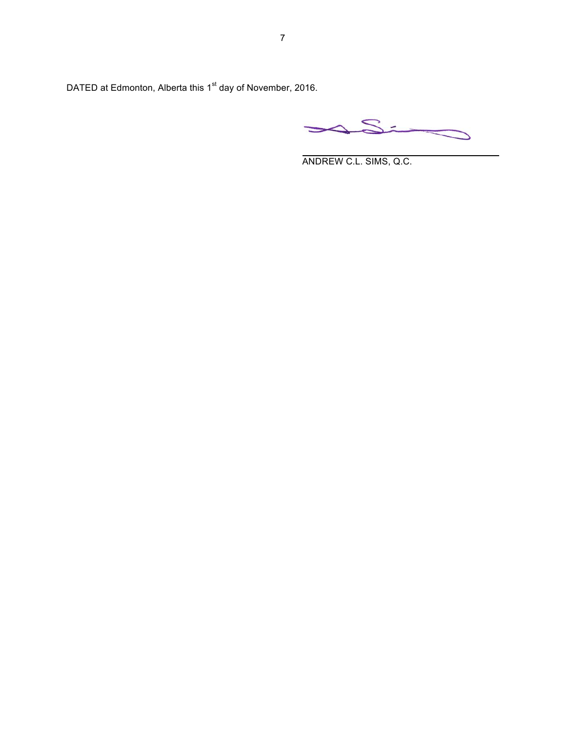DATED at Edmonton, Alberta this 1st day of November, 2016.

ANDREW C.L. SIMS, Q.C.